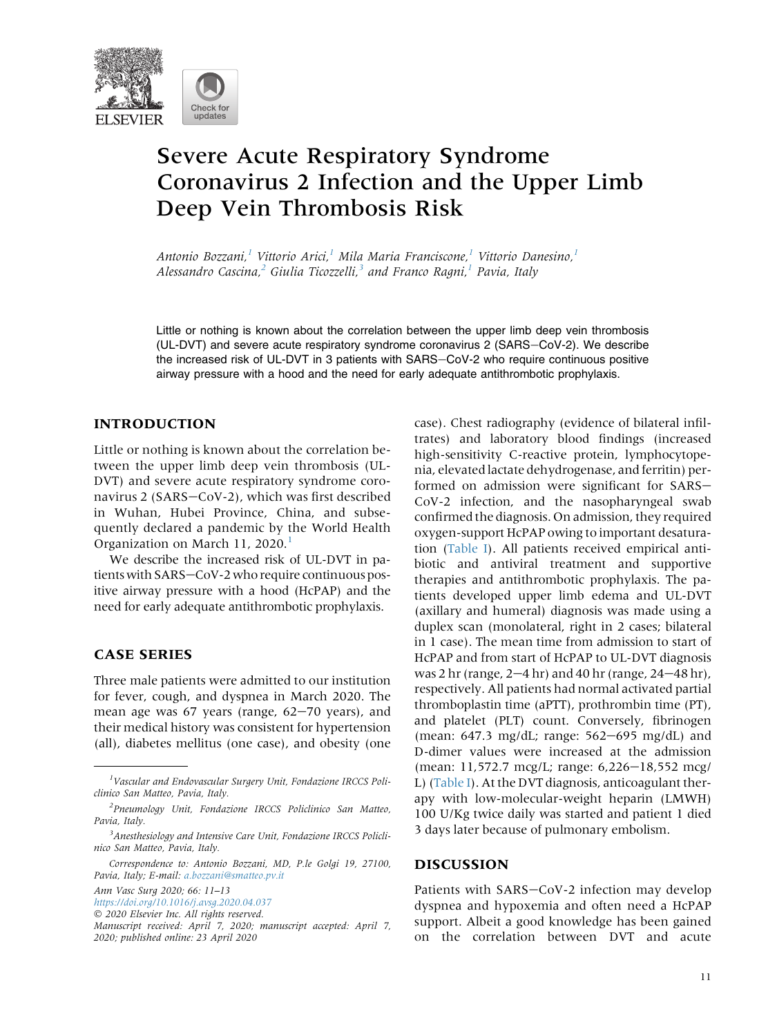# Severe Acute Respiratory Syndrome Coronavirus 2 Infection and the Upper Limb Deep Vein Thrombosis Risk

*Antonio Bozzani,[1] Vittorio Arici,[1] Mila Maria Franciscone,[1] Vittorio Danesino,[1] Alessandro Cascina,[2] Giulia Ticozzelli,[3] and Franco Ragni,[1] Pavia, Italy*

Little or nothing is known about the correlation between the upper limb deep vein thrombosis (UL-DVT) and severe acute respiratory syndrome coronavirus 2 (SARS−CoV-2). We describe the increased risk of UL-DVT in 3 patients with SARS−CoV-2 who require continuous positive airway pressure with a hood and the need for early adequate antithrombotic prophylaxis.

## INTRODUCTION

Little or nothing is known about the correlation between the upper limb deep vein thrombosis (UL-DVT) and severe acute respiratory syndrome coronavirus 2 (SARS−CoV-2), which was first described in Wuhan, Hubei Province, China, and subsequently declared a pandemic by the World Health Organization on March 11, 2020.[1]

We describe the increased risk of UL-DVT in patients with SARS−CoV-2 who require continuous positive airway pressure with a hood (HcPAP) and the need for early adequate antithrombotic prophylaxis.

## CASE SERIES

Three male patients were admitted to our institution for fever, cough, and dyspnea in March 2020. The mean age was 67 years (range, 62−70 years), and their medical history was consistent for hypertension (all), diabetes mellitus (one case), and obesity (one case). Chest radiography (evidence of bilateral infiltrates) and laboratory blood findings (increased high-sensitivity C-reactive protein, lymphocytopenia, elevated lactate dehydrogenase, and ferritin) performed on admission were significant for SARS−CoV-2 infection, and the nasopharyngeal swab confirmed the diagnosis. On admission, they required oxygen-support HcPAP owing to important desaturation (Table I). All patients received empirical antibiotic and antiviral treatment and supportive therapies and antithrombotic prophylaxis. The patients developed upper limb edema and UL-DVT (axillary and humeral) diagnosis was made using a duplex scan (monolateral, right in 2 cases; bilateral in 1 case). The mean time from admission to start of HcPAP and from start of HcPAP to UL-DVT diagnosis was 2 hr (range, 2−4 hr) and 40 hr (range, 24−48 hr), respectively. All patients had normal activated partial thromboplastin time (aPTT), prothrombin time (PT), and platelet (PLT) count. Conversely, fibrinogen (mean: 647.3 mg/dL; range: 562−695 mg/dL) and D-dimer values were increased at the admission (mean: 11,572.7 mcg/L; range: 6,226−18,552 mcg/L) (Table I). At the DVT diagnosis, anticoagulant therapy with low-molecular-weight heparin (LMWH) 100 U/Kg twice daily was started and patient 1 died 3 days later because of pulmonary embolism.

## DISCUSSION

Patients with SARS−CoV-2 infection may develop dyspnea and hypoxemia and often need a HcPAP support. Albeit a good knowledge has been gained on the correlation between DVT and acute

---

[1] *Vascular and Endovascular Surgery Unit, Fondazione IRCCS Policlinico San Matteo, Pavia, Italy.*

[2] *Pneumology Unit, Fondazione IRCCS Policlinico San Matteo, Pavia, Italy.*

[3] *Anesthesiology and Intensive Care Unit, Fondazione IRCCS Policlinico San Matteo, Pavia, Italy.*

*Correspondence to: Antonio Bozzani, MD, P.le Golgi 19, 27100, Pavia, Italy; E-mail: a.bozzani@smatteo.pv.it*

*Ann Vasc Surg 2020; 66: 11–13*
*https://doi.org/10.1016/j.avsg.2020.04.037*
*© 2020 Elsevier Inc. All rights reserved.*
*Manuscript received: April 7, 2020; manuscript accepted: April 7, 2020; published online: 23 April 2020*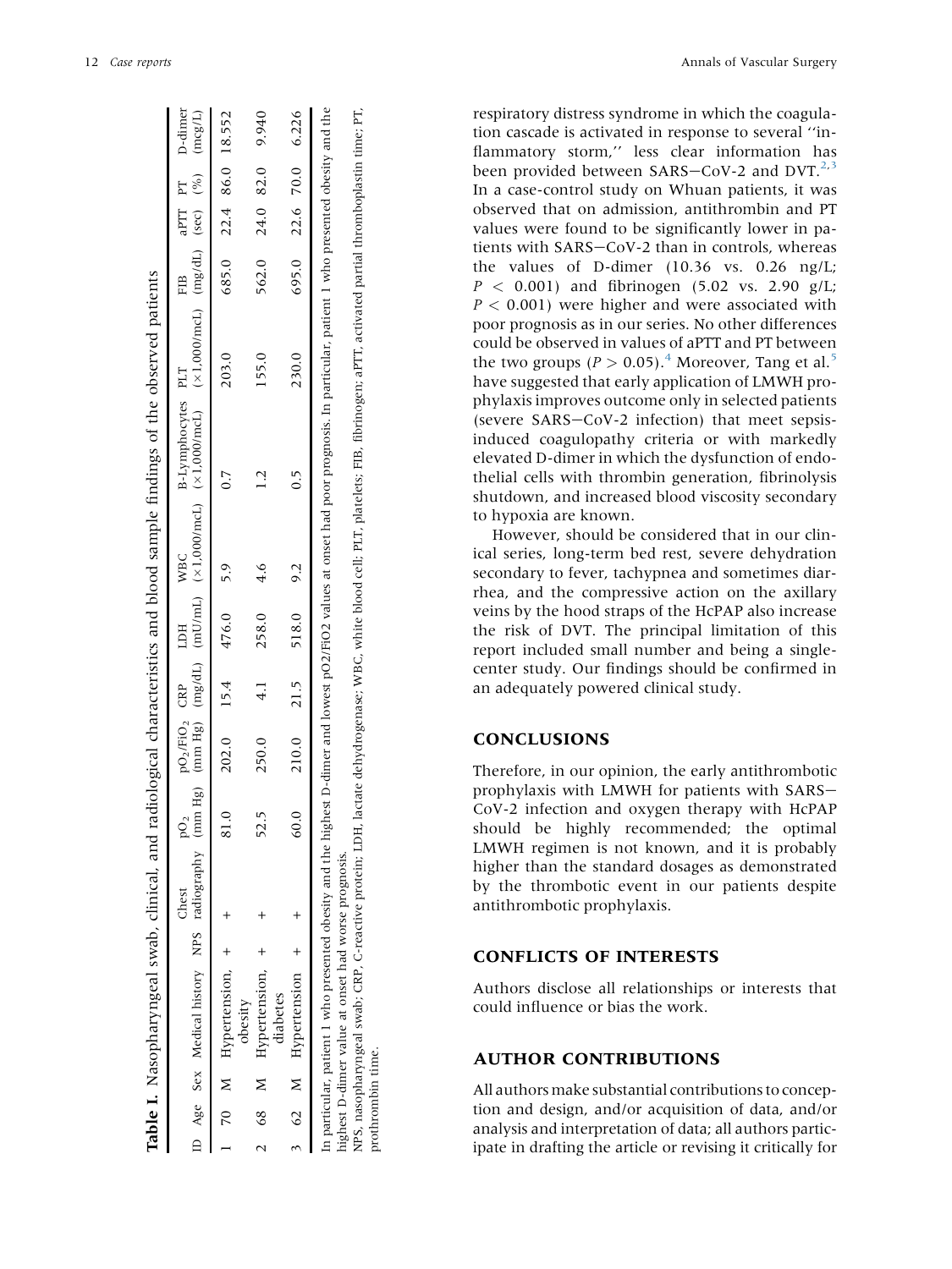**Table I.** Nasopharyngeal swab, clinical, and radiological characteristics and blood sample findings of the observed patients

| ID | Age | Sex | Medical history | NPS | Chest radiography | $pO_2$ (mm Hg) | $pO_2/FiO_2$ (mm Hg) | CRP (mg/dL) | LDH (mU/mL) | WBC (×1,000/mcL) | B-Lymphocytes (×1,000/mcL) | PLT (×1,000/mcL) | FIB (mg/dL) | aPTT (sec) | PT (%) | D-dimer (mcg/L) |
|---|---|---|---|---|---|---|---|---|---|---|---|---|---|---|---|---|
| 1 | 70 | M | Hypertension, obesity | + | + | 81.0 | 202.0 | 15.4 | 476.0 | 5.9 | 0.7 | 203.0 | 685.0 | 22.4 | 86.0 | 18.552 |
| 2 | 68 | M | Hypertension, diabetes | + | + | 52.5 | 250.0 | 4.1 | 258.0 | 4.6 | 1.2 | 155.0 | 562.0 | 24.0 | 82.0 | 9.940 |
| 3 | 62 | M | Hypertension | + | + | 60.0 | 210.0 | 21.5 | 518.0 | 9.2 | 0.5 | 230.0 | 695.0 | 22.6 | 70.0 | 6.226 |

In particular, patient 1 who presented obesity and the highest D-dimer and lowest $pO_2/FiO_2$ values at onset had poor prognosis. In particular, patient 1 who presented obesity and the highest D-dimer value at onset had worse prognosis.

NPS, nasopharyngeal swab; CRP, C-reactive protein; LDH, lactate dehydrogenase; WBC, white blood cell; PLT, platelets; FIB, fibrinogen; aPTT, activated partial thromboplastin time; PT, prothrombin time.

respiratory distress syndrome in which the coagulation cascade is activated in response to several ''inflammatory storm,'' less clear information has been provided between SARS−CoV-2 and DVT.[2,3] In a case-control study on Whuan patients, it was observed that on admission, antithrombin and PT values were found to be significantly lower in patients with SARS−CoV-2 than in controls, whereas the values of D-dimer (10.36 vs. 0.26 ng/L; $P < 0.001$) and fibrinogen (5.02 vs. 2.90 g/L; $P < 0.001$) were higher and were associated with poor prognosis as in our series. No other differences could be observed in values of aPTT and PT between the two groups ($P > 0.05$).[4] Moreover, Tang et al.[5] have suggested that early application of LMWH prophylaxis improves outcome only in selected patients (severe SARS−CoV-2 infection) that meet sepsis-induced coagulopathy criteria or with markedly elevated D-dimer in which the dysfunction of endothelial cells with thrombin generation, fibrinolysis shutdown, and increased blood viscosity secondary to hypoxia are known.

However, should be considered that in our clinical series, long-term bed rest, severe dehydration secondary to fever, tachypnea and sometimes diarrhea, and the compressive action on the axillary veins by the hood straps of the HcPAP also increase the risk of DVT. The principal limitation of this report included small number and being a single-center study. Our findings should be confirmed in an adequately powered clinical study.

## CONCLUSIONS

Therefore, in our opinion, the early antithrombotic prophylaxis with LMWH for patients with SARS−CoV-2 infection and oxygen therapy with HcPAP should be highly recommended; the optimal LMWH regimen is not known, and it is probably higher than the standard dosages as demonstrated by the thrombotic event in our patients despite antithrombotic prophylaxis.

## CONFLICTS OF INTERESTS

Authors disclose all relationships or interests that could influence or bias the work.

## AUTHOR CONTRIBUTIONS

All authors make substantial contributions to conception and design, and/or acquisition of data, and/or analysis and interpretation of data; all authors participate in drafting the article or revising it critically for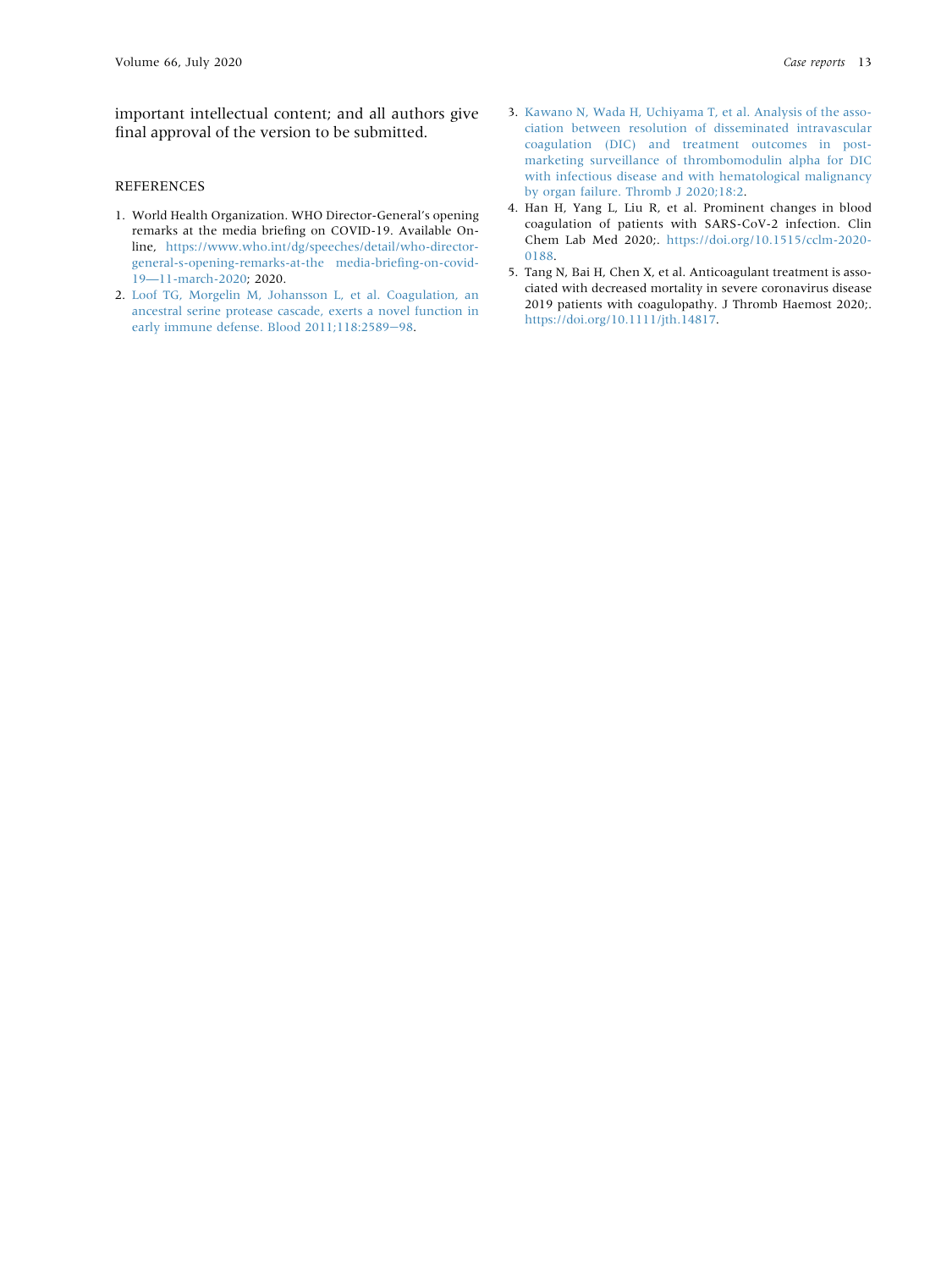important intellectual content; and all authors give final approval of the version to be submitted.

## REFERENCES

1. World Health Organization. WHO Director-General's opening remarks at the media briefing on COVID-19. Available Online, https://www.who.int/dg/speeches/detail/who-director-general-s-opening-remarks-at-the media-briefing-on-covid-19—11-march-2020; 2020.
2. Loof TG, Morgelin M, Johansson L, et al. Coagulation, an ancestral serine protease cascade, exerts a novel function in early immune defense. Blood 2011;118:2589−98.
3. Kawano N, Wada H, Uchiyama T, et al. Analysis of the association between resolution of disseminated intravascular coagulation (DIC) and treatment outcomes in post-marketing surveillance of thrombomodulin alpha for DIC with infectious disease and with hematological malignancy by organ failure. Thromb J 2020;18:2.
4. Han H, Yang L, Liu R, et al. Prominent changes in blood coagulation of patients with SARS-CoV-2 infection. Clin Chem Lab Med 2020;. https://doi.org/10.1515/cclm-2020-0188.
5. Tang N, Bai H, Chen X, et al. Anticoagulant treatment is associated with decreased mortality in severe coronavirus disease 2019 patients with coagulopathy. J Thromb Haemost 2020;. https://doi.org/10.1111/jth.14817.